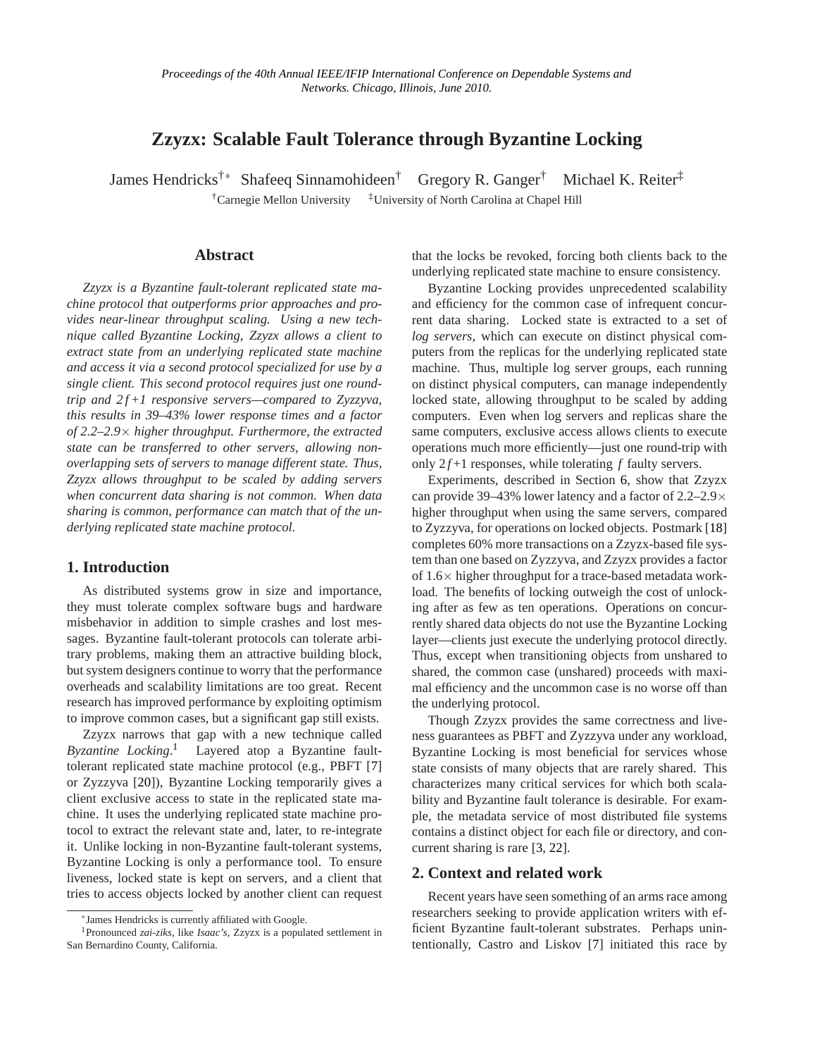*Proceedings of the 40th Annual IEEE/IFIP International Conference on Dependable Systems and Networks. Chicago, Illinois, June 2010.*

# Zzyzx: Scalable Fault Tolerance through Byzantine Locking

James Hendricks[†*] Shafeeq Sinnamohideen[†] Gregory R. Ganger[†] Michael K. Reiter[‡]

[†]Carnegie Mellon University [‡]University of North Carolina at Chapel Hill

## Abstract

*Zzyzx is a Byzantine fault-tolerant replicated state machine protocol that outperforms prior approaches and provides near-linear throughput scaling. Using a new technique called Byzantine Locking, Zzyzx allows a client to extract state from an underlying replicated state machine and access it via a second protocol specialized for use by a single client. This second protocol requires just one round-trip and $2f+1$ responsive servers—compared to Zyzzyva, this results in 39–43% lower response times and a factor of 2.2–2.9× higher throughput. Furthermore, the extracted state can be transferred to other servers, allowing non-overlapping sets of servers to manage different state. Thus, Zzyzx allows throughput to be scaled by adding servers when concurrent data sharing is not common. When data sharing is common, performance can match that of the underlying replicated state machine protocol.*

## 1. Introduction

As distributed systems grow in size and importance, they must tolerate complex software bugs and hardware misbehavior in addition to simple crashes and lost messages. Byzantine fault-tolerant protocols can tolerate arbitrary problems, making them an attractive building block, but system designers continue to worry that the performance overheads and scalability limitations are too great. Recent research has improved performance by exploiting optimism to improve common cases, but a significant gap still exists.

Zzyzx narrows that gap with a new technique called *Byzantine Locking*.[1] Layered atop a Byzantine fault-tolerant replicated state machine protocol (e.g., PBFT [7] or Zyzzyva [20]), Byzantine Locking temporarily gives a client exclusive access to state in the replicated state machine. It uses the underlying replicated state machine protocol to extract the relevant state and, later, to re-integrate it. Unlike locking in non-Byzantine fault-tolerant systems, Byzantine Locking is only a performance tool. To ensure liveness, locked state is kept on servers, and a client that tries to access objects locked by another client can request that the locks be revoked, forcing both clients back to the underlying replicated state machine to ensure consistency.

Byzantine Locking provides unprecedented scalability and efficiency for the common case of infrequent concurrent data sharing. Locked state is extracted to a set of *log servers*, which can execute on distinct physical computers from the replicas for the underlying replicated state machine. Thus, multiple log server groups, each running on distinct physical computers, can manage independently locked state, allowing throughput to be scaled by adding computers. Even when log servers and replicas share the same computers, exclusive access allows clients to execute operations much more efficiently—just one round-trip with only $2f+1$ responses, while tolerating $f$ faulty servers.

Experiments, described in Section 6, show that Zzyzx can provide 39–43% lower latency and a factor of 2.2–2.9× higher throughput when using the same servers, compared to Zyzzyva, for operations on locked objects. Postmark [18] completes 60% more transactions on a Zzyzx-based file system than one based on Zyzzyva, and Zzyzx provides a factor of 1.6× higher throughput for a trace-based metadata workload. The benefits of locking outweigh the cost of unlocking after as few as ten operations. Operations on concurrently shared data objects do not use the Byzantine Locking layer—clients just execute the underlying protocol directly. Thus, except when transitioning objects from unshared to shared, the common case (unshared) proceeds with maximal efficiency and the uncommon case is no worse off than the underlying protocol.

Though Zzyzx provides the same correctness and liveness guarantees as PBFT and Zyzzyva under any workload, Byzantine Locking is most beneficial for services whose state consists of many objects that are rarely shared. This characterizes many critical services for which both scalability and Byzantine fault tolerance is desirable. For example, the metadata service of most distributed file systems contains a distinct object for each file or directory, and concurrent sharing is rare [3, 22].

## 2. Context and related work

Recent years have seen something of an arms race among researchers seeking to provide application writers with efficient Byzantine fault-tolerant substrates. Perhaps unintentionally, Castro and Liskov [7] initiated this race by

[*]James Hendricks is currently affiliated with Google.

[1]Pronounced *zai-ziks*, like *Isaac's*, Zzyzx is a populated settlement in San Bernardino County, California.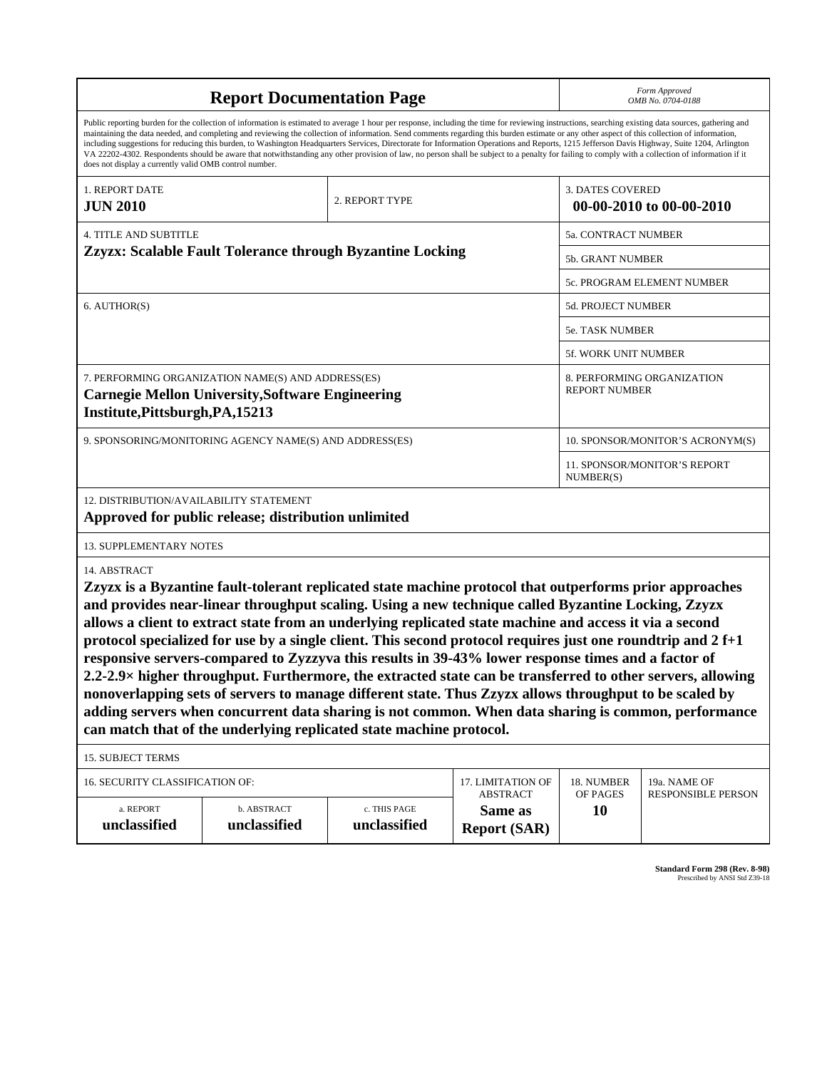# Report Documentation Page

*Form Approved*
*OMB No. 0704-0188*

Public reporting burden for the collection of information is estimated to average 1 hour per response, including the time for reviewing instructions, searching existing data sources, gathering and maintaining the data needed, and completing and reviewing the collection of information. Send comments regarding this burden estimate or any other aspect of this collection of information, including suggestions for reducing this burden, to Washington Headquarters Services, Directorate for Information Operations and Reports, 1215 Jefferson Davis Highway, Suite 1204, Arlington VA 22202-4302. Respondents should be aware that notwithstanding any other provision of law, no person shall be subject to a penalty for failing to comply with a collection of information if it does not display a currently valid OMB control number.

| 1. REPORT DATE | 2. REPORT TYPE | 3. DATES COVERED |
|---|---|---|
| **JUN 2010** | | **00-00-2010 to 00-00-2010** |

| 4. TITLE AND SUBTITLE | |
|---|---|
| **Zzyzx: Scalable Fault Tolerance through Byzantine Locking** | 5a. CONTRACT NUMBER |
| | 5b. GRANT NUMBER |
| | 5c. PROGRAM ELEMENT NUMBER |
| 6. AUTHOR(S) | 5d. PROJECT NUMBER |
| | 5e. TASK NUMBER |
| | 5f. WORK UNIT NUMBER |
| 7. PERFORMING ORGANIZATION NAME(S) AND ADDRESS(ES) **Carnegie Mellon University,Software Engineering Institute,Pittsburgh,PA,15213** | 8. PERFORMING ORGANIZATION REPORT NUMBER |
| 9. SPONSORING/MONITORING AGENCY NAME(S) AND ADDRESS(ES) | 10. SPONSOR/MONITOR'S ACRONYM(S) |
| | 11. SPONSOR/MONITOR'S REPORT NUMBER(S) |

12. DISTRIBUTION/AVAILABILITY STATEMENT

**Approved for public release; distribution unlimited**

13. SUPPLEMENTARY NOTES

14. ABSTRACT

**Zzyzx is a Byzantine fault-tolerant replicated state machine protocol that outperforms prior approaches and provides near-linear throughput scaling. Using a new technique called Byzantine Locking, Zzyzx allows a client to extract state from an underlying replicated state machine and access it via a second protocol specialized for use by a single client. This second protocol requires just one roundtrip and 2 f+1 responsive servers-compared to Zyzzyva this results in 39-43% lower response times and a factor of 2.2-2.9× higher throughput. Furthermore, the extracted state can be transferred to other servers, allowing nonoverlapping sets of servers to manage different state. Thus Zzyzx allows throughput to be scaled by adding servers when concurrent data sharing is not common. When data sharing is common, performance can match that of the underlying replicated state machine protocol.**

15. SUBJECT TERMS

| 16. SECURITY CLASSIFICATION OF: | | | 17. LIMITATION OF ABSTRACT | 18. NUMBER OF PAGES | 19a. NAME OF RESPONSIBLE PERSON |
|---|---|---|---|---|---|
| a. REPORT | b. ABSTRACT | c. THIS PAGE | | | |
| **unclassified** | **unclassified** | **unclassified** | **Same as Report (SAR)** | **10** | |

**Standard Form 298 (Rev. 8-98)**
Prescribed by ANSI Std Z39-18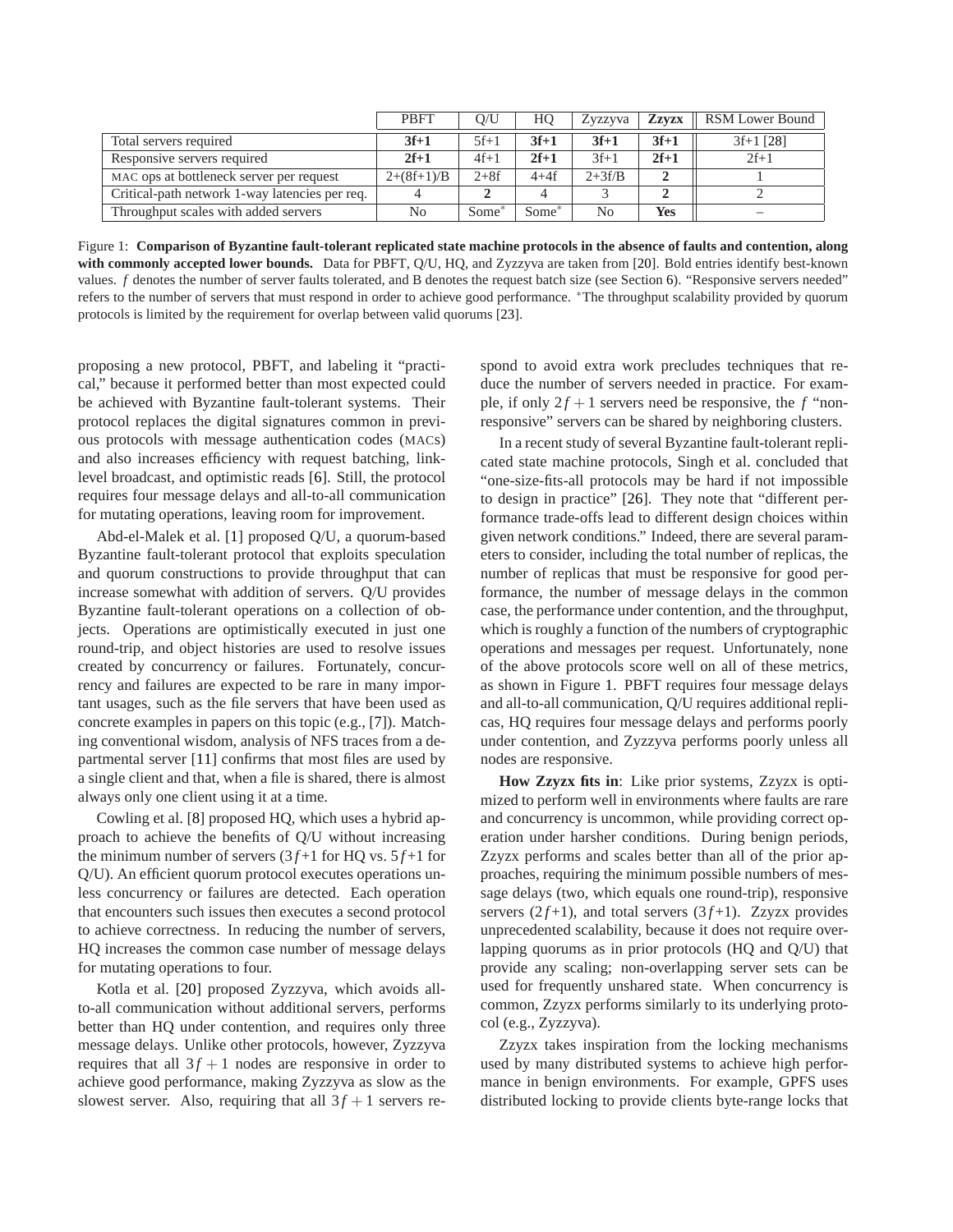| | PBFT | Q/U | HQ | Zyzzyva | **Zzyzx** | RSM Lower Bound |
|---|---|---|---|---|---|---|
| Total servers required | **3f+1** | 5f+1 | **3f+1** | **3f+1** | **3f+1** | 3f+1 [28] |
| Responsive servers required | **2f+1** | 4f+1 | **2f+1** | 3f+1 | **2f+1** | 2f+1 |
| MAC ops at bottleneck server per request | 2+(8f+1)/B | 2+8f | 4+4f | 2+3f/B | **2** | 1 |
| Critical-path network 1-way latencies per req. | 4 | **2** | 4 | 3 | **2** | 2 |
| Throughput scales with added servers | No | Some* | Some* | No | **Yes** | – |

Figure 1: **Comparison of Byzantine fault-tolerant replicated state machine protocols in the absence of faults and contention, along with commonly accepted lower bounds.** Data for PBFT, Q/U, HQ, and Zyzzyva are taken from [20]. Bold entries identify best-known values. $f$ denotes the number of server faults tolerated, and B denotes the request batch size (see Section 6). "Responsive servers needed" refers to the number of servers that must respond in order to achieve good performance. *The throughput scalability provided by quorum protocols is limited by the requirement for overlap between valid quorums [23].

proposing a new protocol, PBFT, and labeling it "practical," because it performed better than most expected could be achieved with Byzantine fault-tolerant systems. Their protocol replaces the digital signatures common in previous protocols with message authentication codes (MACs) and also increases efficiency with request batching, link-level broadcast, and optimistic reads [6]. Still, the protocol requires four message delays and all-to-all communication for mutating operations, leaving room for improvement.

Abd-el-Malek et al. [1] proposed Q/U, a quorum-based Byzantine fault-tolerant protocol that exploits speculation and quorum constructions to provide throughput that can increase somewhat with addition of servers. Q/U provides Byzantine fault-tolerant operations on a collection of objects. Operations are optimistically executed in just one round-trip, and object histories are used to resolve issues created by concurrency or failures. Fortunately, concurrency and failures are expected to be rare in many important usages, such as the file servers that have been used as concrete examples in papers on this topic (e.g., [7]). Matching conventional wisdom, analysis of NFS traces from a departmental server [11] confirms that most files are used by a single client and that, when a file is shared, there is almost always only one client using it at a time.

Cowling et al. [8] proposed HQ, which uses a hybrid approach to achieve the benefits of Q/U without increasing the minimum number of servers ($3f$+1 for HQ vs. $5f$+1 for Q/U). An efficient quorum protocol executes operations unless concurrency or failures are detected. Each operation that encounters such issues then executes a second protocol to achieve correctness. In reducing the number of servers, HQ increases the common case number of message delays for mutating operations to four.

Kotla et al. [20] proposed Zyzzyva, which avoids all-to-all communication without additional servers, performs better than HQ under contention, and requires only three message delays. Unlike other protocols, however, Zyzzyva requires that all $3f+1$ nodes are responsive in order to achieve good performance, making Zyzzyva as slow as the slowest server. Also, requiring that all $3f+1$ servers respond to avoid extra work precludes techniques that reduce the number of servers needed in practice. For example, if only $2f+1$ servers need be responsive, the $f$ "non-responsive" servers can be shared by neighboring clusters.

In a recent study of several Byzantine fault-tolerant replicated state machine protocols, Singh et al. concluded that "one-size-fits-all protocols may be hard if not impossible to design in practice" [26]. They note that "different performance trade-offs lead to different design choices within given network conditions." Indeed, there are several parameters to consider, including the total number of replicas, the number of replicas that must be responsive for good performance, the number of message delays in the common case, the performance under contention, and the throughput, which is roughly a function of the numbers of cryptographic operations and messages per request. Unfortunately, none of the above protocols score well on all of these metrics, as shown in Figure 1. PBFT requires four message delays and all-to-all communication, Q/U requires additional replicas, HQ requires four message delays and performs poorly under contention, and Zyzzyva performs poorly unless all nodes are responsive.

**How Zzyzx fits in**: Like prior systems, Zzyzx is optimized to perform well in environments where faults are rare and concurrency is uncommon, while providing correct operation under harsher conditions. During benign periods, Zzyzx performs and scales better than all of the prior approaches, requiring the minimum possible numbers of message delays (two, which equals one round-trip), responsive servers ($2f$+1), and total servers ($3f$+1). Zzyzx provides unprecedented scalability, because it does not require overlapping quorums as in prior protocols (HQ and Q/U) that provide any scaling; non-overlapping server sets can be used for frequently unshared state. When concurrency is common, Zzyzx performs similarly to its underlying protocol (e.g., Zyzzyva).

Zzyzx takes inspiration from the locking mechanisms used by many distributed systems to achieve high performance in benign environments. For example, GPFS uses distributed locking to provide clients byte-range locks that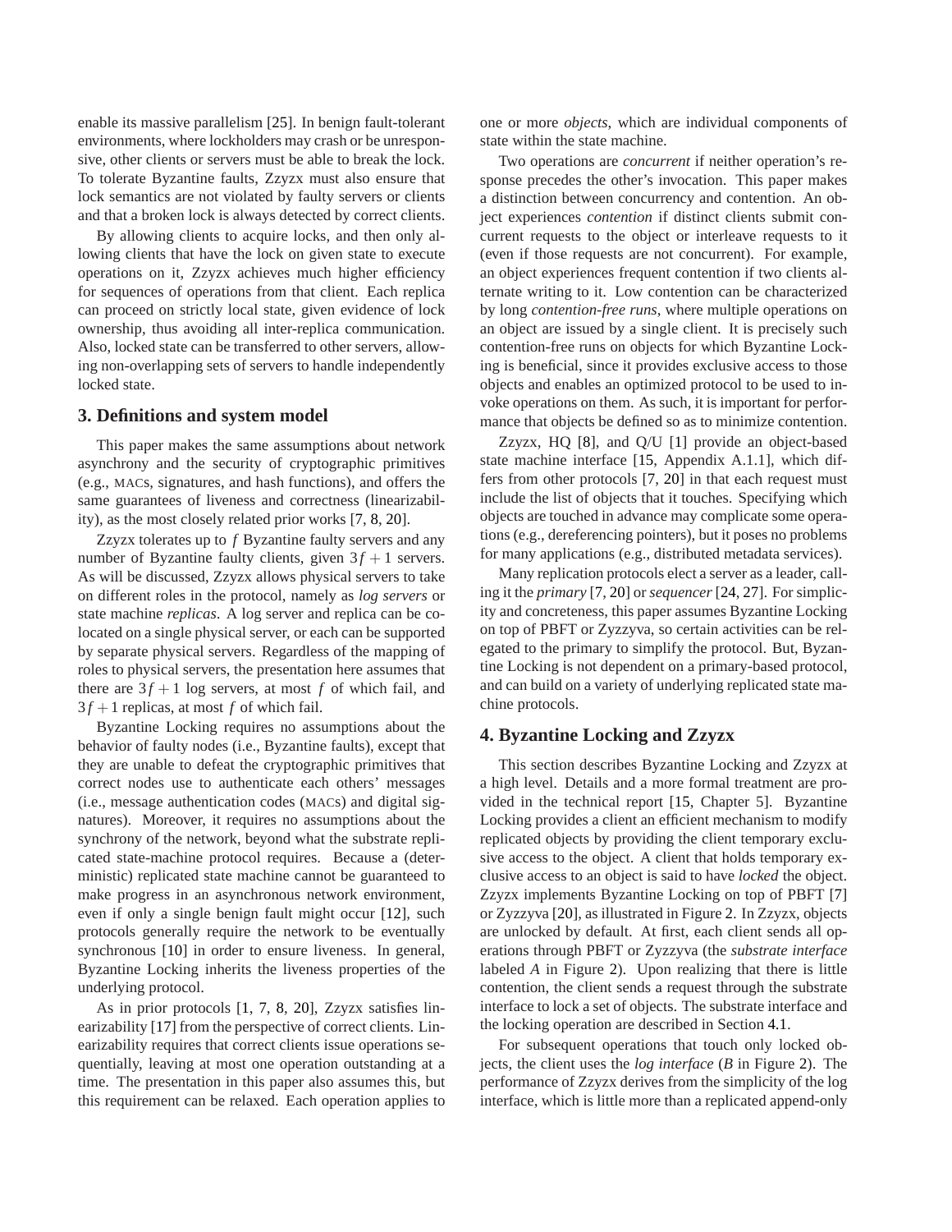enable its massive parallelism [25]. In benign fault-tolerant environments, where lockholders may crash or be unresponsive, other clients or servers must be able to break the lock. To tolerate Byzantine faults, Zzyzx must also ensure that lock semantics are not violated by faulty servers or clients and that a broken lock is always detected by correct clients.

By allowing clients to acquire locks, and then only allowing clients that have the lock on given state to execute operations on it, Zzyzx achieves much higher efficiency for sequences of operations from that client. Each replica can proceed on strictly local state, given evidence of lock ownership, thus avoiding all inter-replica communication. Also, locked state can be transferred to other servers, allowing non-overlapping sets of servers to handle independently locked state.

## 3. Definitions and system model

This paper makes the same assumptions about network asynchrony and the security of cryptographic primitives (e.g., MACs, signatures, and hash functions), and offers the same guarantees of liveness and correctness (linearizability), as the most closely related prior works [7, 8, 20].

Zzyzx tolerates up to $f$ Byzantine faulty servers and any number of Byzantine faulty clients, given $3f+1$ servers. As will be discussed, Zzyzx allows physical servers to take on different roles in the protocol, namely as *log servers* or state machine *replicas*. A log server and replica can be co-located on a single physical server, or each can be supported by separate physical servers. Regardless of the mapping of roles to physical servers, the presentation here assumes that there are $3f+1$ log servers, at most $f$ of which fail, and $3f+1$ replicas, at most $f$ of which fail.

Byzantine Locking requires no assumptions about the behavior of faulty nodes (i.e., Byzantine faults), except that they are unable to defeat the cryptographic primitives that correct nodes use to authenticate each others' messages (i.e., message authentication codes (MACs) and digital signatures). Moreover, it requires no assumptions about the synchrony of the network, beyond what the substrate replicated state-machine protocol requires. Because a (deterministic) replicated state machine cannot be guaranteed to make progress in an asynchronous network environment, even if only a single benign fault might occur [12], such protocols generally require the network to be eventually synchronous [10] in order to ensure liveness. In general, Byzantine Locking inherits the liveness properties of the underlying protocol.

As in prior protocols [1, 7, 8, 20], Zzyzx satisfies linearizability [17] from the perspective of correct clients. Linearizability requires that correct clients issue operations sequentially, leaving at most one operation outstanding at a time. The presentation in this paper also assumes this, but this requirement can be relaxed. Each operation applies to one or more *objects*, which are individual components of state within the state machine.

Two operations are *concurrent* if neither operation's response precedes the other's invocation. This paper makes a distinction between concurrency and contention. An object experiences *contention* if distinct clients submit concurrent requests to the object or interleave requests to it (even if those requests are not concurrent). For example, an object experiences frequent contention if two clients alternate writing to it. Low contention can be characterized by long *contention-free runs*, where multiple operations on an object are issued by a single client. It is precisely such contention-free runs on objects for which Byzantine Locking is beneficial, since it provides exclusive access to those objects and enables an optimized protocol to be used to invoke operations on them. As such, it is important for performance that objects be defined so as to minimize contention.

Zzyzx, HQ [8], and Q/U [1] provide an object-based state machine interface [15, Appendix A.1.1], which differs from other protocols [7, 20] in that each request must include the list of objects that it touches. Specifying which objects are touched in advance may complicate some operations (e.g., dereferencing pointers), but it poses no problems for many applications (e.g., distributed metadata services).

Many replication protocols elect a server as a leader, calling it the *primary* [7, 20] or *sequencer* [24, 27]. For simplicity and concreteness, this paper assumes Byzantine Locking on top of PBFT or Zyzzyva, so certain activities can be relegated to the primary to simplify the protocol. But, Byzantine Locking is not dependent on a primary-based protocol, and can build on a variety of underlying replicated state machine protocols.

## 4. Byzantine Locking and Zzyzx

This section describes Byzantine Locking and Zzyzx at a high level. Details and a more formal treatment are provided in the technical report [15, Chapter 5]. Byzantine Locking provides a client an efficient mechanism to modify replicated objects by providing the client temporary exclusive access to the object. A client that holds temporary exclusive access to an object is said to have *locked* the object. Zzyzx implements Byzantine Locking on top of PBFT [7] or Zyzzyva [20], as illustrated in Figure 2. In Zzyzx, objects are unlocked by default. At first, each client sends all operations through PBFT or Zyzzyva (the *substrate interface* labeled *A* in Figure 2). Upon realizing that there is little contention, the client sends a request through the substrate interface to lock a set of objects. The substrate interface and the locking operation are described in Section 4.1.

For subsequent operations that touch only locked objects, the client uses the *log interface* (*B* in Figure 2). The performance of Zzyzx derives from the simplicity of the log interface, which is little more than a replicated append-only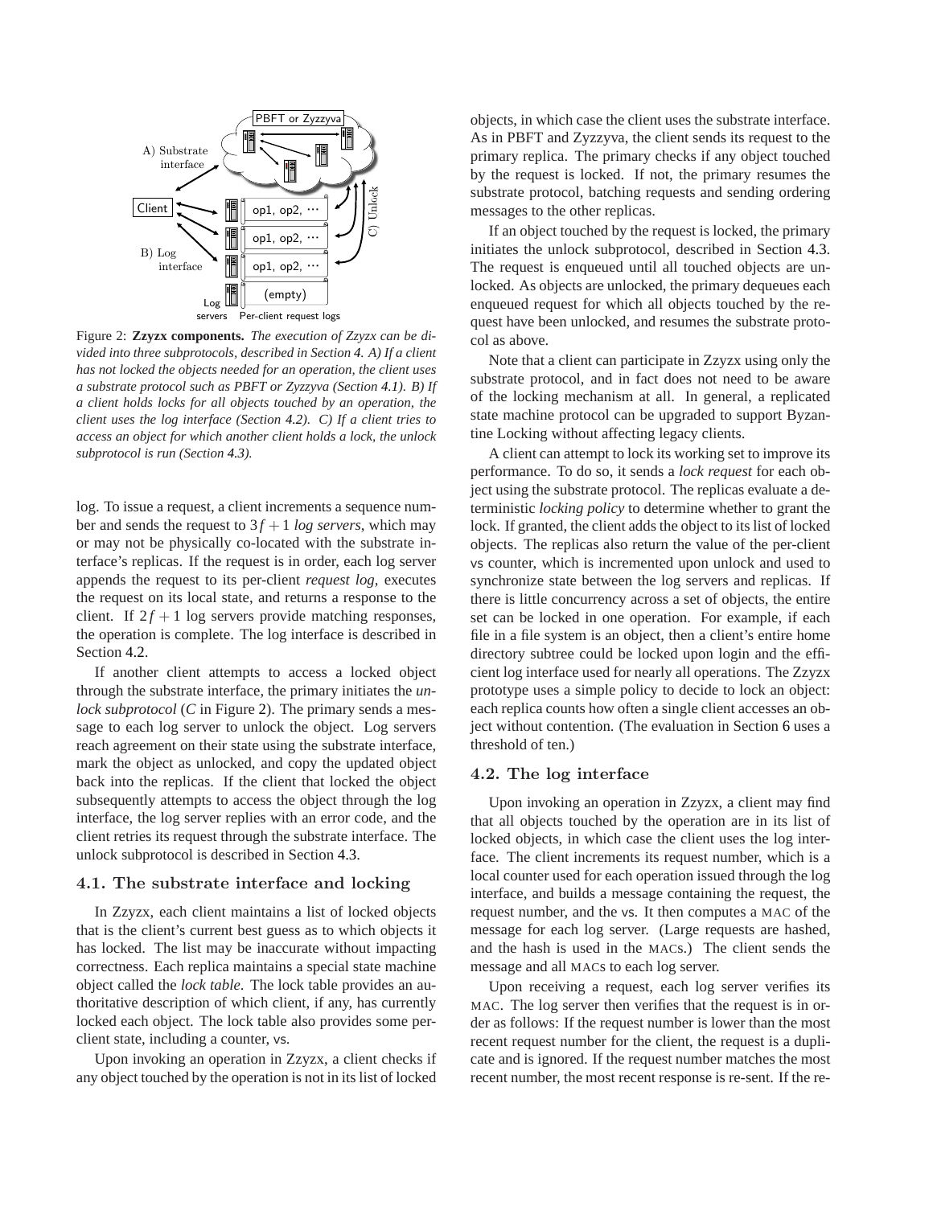Figure 2: **Zzyzx components.** *The execution of Zzyzx can be divided into three subprotocols, described in Section 4. A) If a client has not locked the objects needed for an operation, the client uses a substrate protocol such as PBFT or Zyzzyva (Section 4.1). B) If a client holds locks for all objects touched by an operation, the client uses the log interface (Section 4.2). C) If a client tries to access an object for which another client holds a lock, the unlock subprotocol is run (Section 4.3).*

log. To issue a request, a client increments a sequence number and sends the request to $3f+1$ *log servers*, which may or may not be physically co-located with the substrate interface's replicas. If the request is in order, each log server appends the request to its per-client *request log*, executes the request on its local state, and returns a response to the client. If $2f+1$ log servers provide matching responses, the operation is complete. The log interface is described in Section 4.2.

If another client attempts to access a locked object through the substrate interface, the primary initiates the *unlock subprotocol* (*C* in Figure 2). The primary sends a message to each log server to unlock the object. Log servers reach agreement on their state using the substrate interface, mark the object as unlocked, and copy the updated object back into the replicas. If the client that locked the object subsequently attempts to access the object through the log interface, the log server replies with an error code, and the client retries its request through the substrate interface. The unlock subprotocol is described in Section 4.3.

### 4.1. The substrate interface and locking

In Zzyzx, each client maintains a list of locked objects that is the client's current best guess as to which objects it has locked. The list may be inaccurate without impacting correctness. Each replica maintains a special state machine object called the *lock table*. The lock table provides an authoritative description of which client, if any, has currently locked each object. The lock table also provides some per-client state, including a counter, vs.

Upon invoking an operation in Zzyzx, a client checks if any object touched by the operation is not in its list of locked objects, in which case the client uses the substrate interface. As in PBFT and Zyzzyva, the client sends its request to the primary replica. The primary checks if any object touched by the request is locked. If not, the primary resumes the substrate protocol, batching requests and sending ordering messages to the other replicas.

If an object touched by the request is locked, the primary initiates the unlock subprotocol, described in Section 4.3. The request is enqueued until all touched objects are unlocked. As objects are unlocked, the primary dequeues each enqueued request for which all objects touched by the request have been unlocked, and resumes the substrate protocol as above.

Note that a client can participate in Zzyzx using only the substrate protocol, and in fact does not need to be aware of the locking mechanism at all. In general, a replicated state machine protocol can be upgraded to support Byzantine Locking without affecting legacy clients.

A client can attempt to lock its working set to improve its performance. To do so, it sends a *lock request* for each object using the substrate protocol. The replicas evaluate a deterministic *locking policy* to determine whether to grant the lock. If granted, the client adds the object to its list of locked objects. The replicas also return the value of the per-client vs counter, which is incremented upon unlock and used to synchronize state between the log servers and replicas. If there is little concurrency across a set of objects, the entire set can be locked in one operation. For example, if each file in a file system is an object, then a client's entire home directory subtree could be locked upon login and the efficient log interface used for nearly all operations. The Zzyzx prototype uses a simple policy to decide to lock an object: each replica counts how often a single client accesses an object without contention. (The evaluation in Section 6 uses a threshold of ten.)

### 4.2. The log interface

Upon invoking an operation in Zzyzx, a client may find that all objects touched by the operation are in its list of locked objects, in which case the client uses the log interface. The client increments its request number, which is a local counter used for each operation issued through the log interface, and builds a message containing the request, the request number, and the vs. It then computes a MAC of the message for each log server. (Large requests are hashed, and the hash is used in the MACs.) The client sends the message and all MACs to each log server.

Upon receiving a request, each log server verifies its MAC. The log server then verifies that the request is in order as follows: If the request number is lower than the most recent request number for the client, the request is a duplicate and is ignored. If the request number matches the most recent number, the most recent response is re-sent. If the re-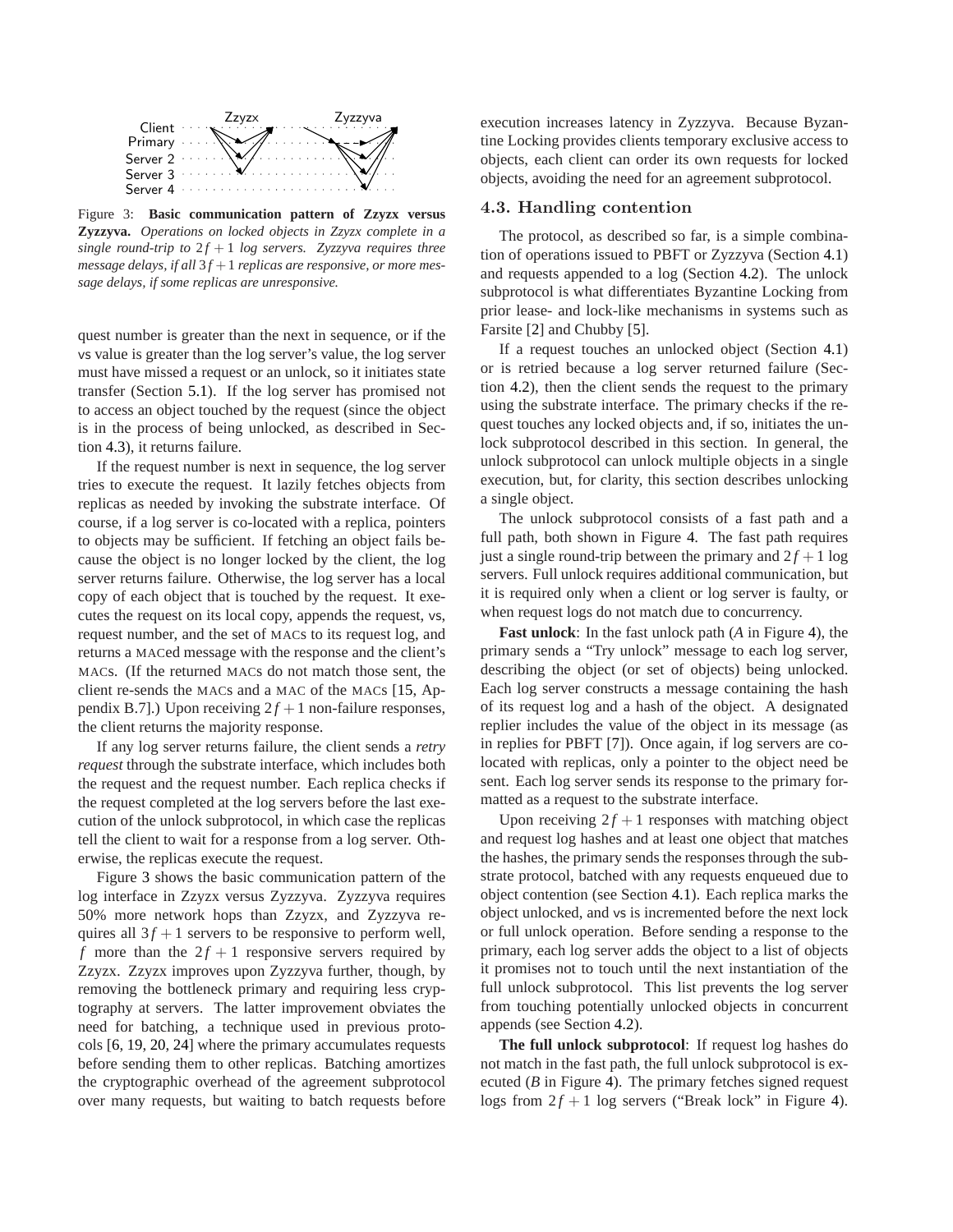Figure 3: **Basic communication pattern of Zzyzx versus Zyzzyva.** *Operations on locked objects in Zzyzx complete in a single round-trip to $2f+1$ log servers. Zyzzyva requires three message delays, if all $3f+1$ replicas are responsive, or more message delays, if some replicas are unresponsive.*

quest number is greater than the next in sequence, or if the vs value is greater than the log server's value, the log server must have missed a request or an unlock, so it initiates state transfer (Section 5.1). If the log server has promised not to access an object touched by the request (since the object is in the process of being unlocked, as described in Section 4.3), it returns failure.

If the request number is next in sequence, the log server tries to execute the request. It lazily fetches objects from replicas as needed by invoking the substrate interface. Of course, if a log server is co-located with a replica, pointers to objects may be sufficient. If fetching an object fails because the object is no longer locked by the client, the log server returns failure. Otherwise, the log server has a local copy of each object that is touched by the request. It executes the request on its local copy, appends the request, vs, request number, and the set of MACs to its request log, and returns a MACed message with the response and the client's MACs. (If the returned MACs do not match those sent, the client re-sends the MACs and a MAC of the MACs [15, Appendix B.7].) Upon receiving $2f+1$ non-failure responses, the client returns the majority response.

If any log server returns failure, the client sends a *retry request* through the substrate interface, which includes both the request and the request number. Each replica checks if the request completed at the log servers before the last execution of the unlock subprotocol, in which case the replicas tell the client to wait for a response from a log server. Otherwise, the replicas execute the request.

Figure 3 shows the basic communication pattern of the log interface in Zzyzx versus Zyzzyva. Zyzzyva requires 50% more network hops than Zzyzx, and Zyzzyva requires all $3f+1$ servers to be responsive to perform well, $f$ more than the $2f+1$ responsive servers required by Zzyzx. Zzyzx improves upon Zyzzyva further, though, by removing the bottleneck primary and requiring less cryptography at servers. The latter improvement obviates the need for batching, a technique used in previous protocols [6, 19, 20, 24] where the primary accumulates requests before sending them to other replicas. Batching amortizes the cryptographic overhead of the agreement subprotocol over many requests, but waiting to batch requests before execution increases latency in Zyzzyva. Because Byzantine Locking provides clients temporary exclusive access to objects, each client can order its own requests for locked objects, avoiding the need for an agreement subprotocol.

## 4.3. Handling contention

The protocol, as described so far, is a simple combination of operations issued to PBFT or Zyzzyva (Section 4.1) and requests appended to a log (Section 4.2). The unlock subprotocol is what differentiates Byzantine Locking from prior lease- and lock-like mechanisms in systems such as Farsite [2] and Chubby [5].

If a request touches an unlocked object (Section 4.1) or is retried because a log server returned failure (Section 4.2), then the client sends the request to the primary using the substrate interface. The primary checks if the request touches any locked objects and, if so, initiates the unlock subprotocol described in this section. In general, the unlock subprotocol can unlock multiple objects in a single execution, but, for clarity, this section describes unlocking a single object.

The unlock subprotocol consists of a fast path and a full path, both shown in Figure 4. The fast path requires just a single round-trip between the primary and $2f+1$ log servers. Full unlock requires additional communication, but it is required only when a client or log server is faulty, or when request logs do not match due to concurrency.

**Fast unlock**: In the fast unlock path (*A* in Figure 4), the primary sends a "Try unlock" message to each log server, describing the object (or set of objects) being unlocked. Each log server constructs a message containing the hash of its request log and a hash of the object. A designated replier includes the value of the object in its message (as in replies for PBFT [7]). Once again, if log servers are co-located with replicas, only a pointer to the object need be sent. Each log server sends its response to the primary formatted as a request to the substrate interface.

Upon receiving $2f+1$ responses with matching object and request log hashes and at least one object that matches the hashes, the primary sends the responses through the substrate protocol, batched with any requests enqueued due to object contention (see Section 4.1). Each replica marks the object unlocked, and vs is incremented before the next lock or full unlock operation. Before sending a response to the primary, each log server adds the object to a list of objects it promises not to touch until the next instantiation of the full unlock subprotocol. This list prevents the log server from touching potentially unlocked objects in concurrent appends (see Section 4.2).

**The full unlock subprotocol**: If request log hashes do not match in the fast path, the full unlock subprotocol is executed (*B* in Figure 4). The primary fetches signed request logs from $2f+1$ log servers ("Break lock" in Figure 4).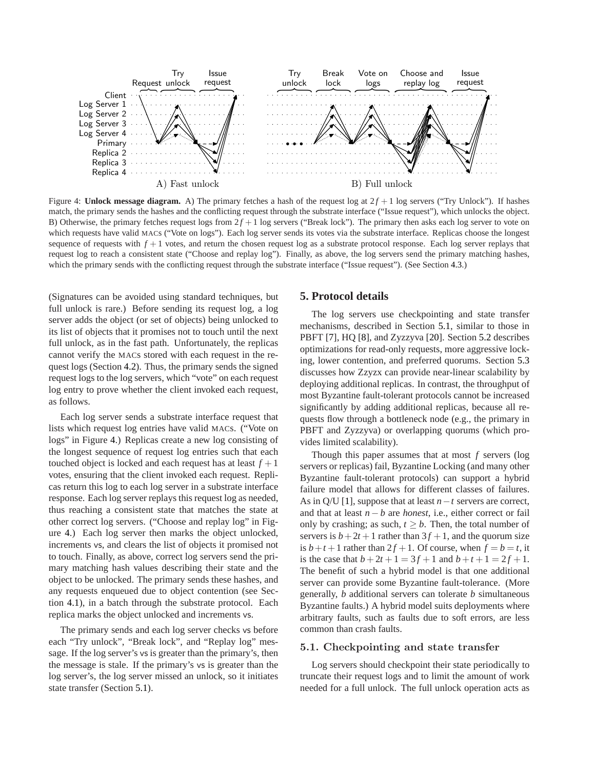Figure 4: **Unlock message diagram.** A) The primary fetches a hash of the request log at $2f+1$ log servers ("Try Unlock"). If hashes match, the primary sends the hashes and the conflicting request through the substrate interface ("Issue request"), which unlocks the object. B) Otherwise, the primary fetches request logs from $2f+1$ log servers ("Break lock"). The primary then asks each log server to vote on which requests have valid MACs ("Vote on logs"). Each log server sends its votes via the substrate interface. Replicas choose the longest sequence of requests with $f+1$ votes, and return the chosen request log as a substrate protocol response. Each log server replays that request log to reach a consistent state ("Choose and replay log"). Finally, as above, the log servers send the primary matching hashes, which the primary sends with the conflicting request through the substrate interface ("Issue request"). (See Section 4.3.)

(Signatures can be avoided using standard techniques, but full unlock is rare.) Before sending its request log, a log server adds the object (or set of objects) being unlocked to its list of objects that it promises not to touch until the next full unlock, as in the fast path. Unfortunately, the replicas cannot verify the MACs stored with each request in the request logs (Section 4.2). Thus, the primary sends the signed request logs to the log servers, which "vote" on each request log entry to prove whether the client invoked each request, as follows.

Each log server sends a substrate interface request that lists which request log entries have valid MACs. ("Vote on logs" in Figure 4.) Replicas create a new log consisting of the longest sequence of request log entries such that each touched object is locked and each request has at least $f+1$ votes, ensuring that the client invoked each request. Replicas return this log to each log server in a substrate interface response. Each log server replays this request log as needed, thus reaching a consistent state that matches the state at other correct log servers. ("Choose and replay log" in Figure 4.) Each log server then marks the object unlocked, increments vs, and clears the list of objects it promised not to touch. Finally, as above, correct log servers send the primary matching hash values describing their state and the object to be unlocked. The primary sends these hashes, and any requests enqueued due to object contention (see Section 4.1), in a batch through the substrate protocol. Each replica marks the object unlocked and increments vs.

The primary sends and each log server checks vs before each "Try unlock", "Break lock", and "Replay log" message. If the log server's vs is greater than the primary's, then the message is stale. If the primary's vs is greater than the log server's, the log server missed an unlock, so it initiates state transfer (Section 5.1).

## 5. Protocol details

The log servers use checkpointing and state transfer mechanisms, described in Section 5.1, similar to those in PBFT [7], HQ [8], and Zyzzyva [20]. Section 5.2 describes optimizations for read-only requests, more aggressive locking, lower contention, and preferred quorums. Section 5.3 discusses how Zzyzx can provide near-linear scalability by deploying additional replicas. In contrast, the throughput of most Byzantine fault-tolerant protocols cannot be increased significantly by adding additional replicas, because all requests flow through a bottleneck node (e.g., the primary in PBFT and Zyzzyva) or overlapping quorums (which provides limited scalability).

Though this paper assumes that at most $f$ servers (log servers or replicas) fail, Byzantine Locking (and many other Byzantine fault-tolerant protocols) can support a hybrid failure model that allows for different classes of failures. As in Q/U [1], suppose that at least $n-t$ servers are correct, and that at least $n-b$ are *honest*, i.e., either correct or fail only by crashing; as such, $t \geq b$. Then, the total number of servers is $b+2t+1$ rather than $3f+1$, and the quorum size is $b+t+1$ rather than $2f+1$. Of course, when $f=b=t$, it is the case that $b+2t+1=3f+1$ and $b+t+1=2f+1$. The benefit of such a hybrid model is that one additional server can provide some Byzantine fault-tolerance. (More generally, $b$ additional servers can tolerate $b$ simultaneous Byzantine faults.) A hybrid model suits deployments where arbitrary faults, such as faults due to soft errors, are less common than crash faults.

### 5.1. Checkpointing and state transfer

Log servers should checkpoint their state periodically to truncate their request logs and to limit the amount of work needed for a full unlock. The full unlock operation acts as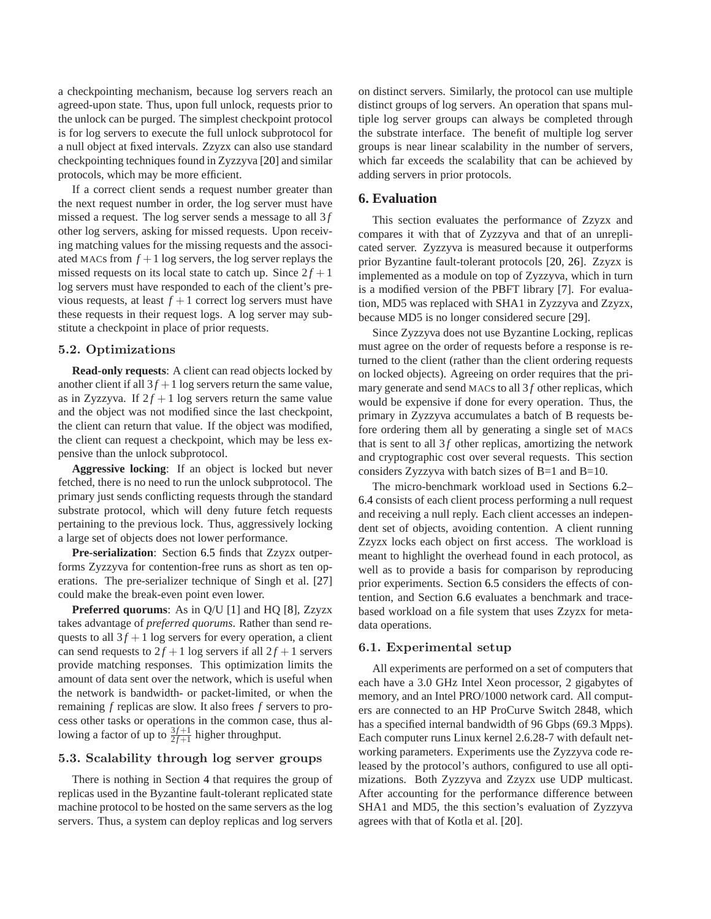a checkpointing mechanism, because log servers reach an agreed-upon state. Thus, upon full unlock, requests prior to the unlock can be purged. The simplest checkpoint protocol is for log servers to execute the full unlock subprotocol for a null object at fixed intervals. Zzyzx can also use standard checkpointing techniques found in Zyzzyva [20] and similar protocols, which may be more efficient.

If a correct client sends a request number greater than the next request number in order, the log server must have missed a request. The log server sends a message to all $3f$ other log servers, asking for missed requests. Upon receiving matching values for the missing requests and the associated MACs from $f+1$ log servers, the log server replays the missed requests on its local state to catch up. Since $2f+1$ log servers must have responded to each of the client's previous requests, at least $f+1$ correct log servers must have these requests in their request logs. A log server may substitute a checkpoint in place of prior requests.

### 5.2. Optimizations

**Read-only requests**: A client can read objects locked by another client if all $3f+1$ log servers return the same value, as in Zyzzyva. If $2f+1$ log servers return the same value and the object was not modified since the last checkpoint, the client can return that value. If the object was modified, the client can request a checkpoint, which may be less expensive than the unlock subprotocol.

**Aggressive locking**: If an object is locked but never fetched, there is no need to run the unlock subprotocol. The primary just sends conflicting requests through the standard substrate protocol, which will deny future fetch requests pertaining to the previous lock. Thus, aggressively locking a large set of objects does not lower performance.

**Pre-serialization**: Section 6.5 finds that Zzyzx outperforms Zyzzyva for contention-free runs as short as ten operations. The pre-serializer technique of Singh et al. [27] could make the break-even point even lower.

**Preferred quorums**: As in Q/U [1] and HQ [8], Zzyzx takes advantage of *preferred quorums*. Rather than send requests to all $3f+1$ log servers for every operation, a client can send requests to $2f+1$ log servers if all $2f+1$ servers provide matching responses. This optimization limits the amount of data sent over the network, which is useful when the network is bandwidth- or packet-limited, or when the remaining $f$ replicas are slow. It also frees $f$ servers to process other tasks or operations in the common case, thus allowing a factor of up to $\frac{3f+1}{2f+1}$ higher throughput.

### 5.3. Scalability through log server groups

There is nothing in Section 4 that requires the group of replicas used in the Byzantine fault-tolerant replicated state machine protocol to be hosted on the same servers as the log servers. Thus, a system can deploy replicas and log servers on distinct servers. Similarly, the protocol can use multiple distinct groups of log servers. An operation that spans multiple log server groups can always be completed through the substrate interface. The benefit of multiple log server groups is near linear scalability in the number of servers, which far exceeds the scalability that can be achieved by adding servers in prior protocols.

## 6. Evaluation

This section evaluates the performance of Zzyzx and compares it with that of Zyzzyva and that of an unreplicated server. Zyzzyva is measured because it outperforms prior Byzantine fault-tolerant protocols [20, 26]. Zzyzx is implemented as a module on top of Zyzzyva, which in turn is a modified version of the PBFT library [7]. For evaluation, MD5 was replaced with SHA1 in Zyzzyva and Zzyzx, because MD5 is no longer considered secure [29].

Since Zyzzyva does not use Byzantine Locking, replicas must agree on the order of requests before a response is returned to the client (rather than the client ordering requests on locked objects). Agreeing on order requires that the primary generate and send MACs to all $3f$ other replicas, which would be expensive if done for every operation. Thus, the primary in Zyzzyva accumulates a batch of B requests before ordering them all by generating a single set of MACs that is sent to all $3f$ other replicas, amortizing the network and cryptographic cost over several requests. This section considers Zyzzyva with batch sizes of B=1 and B=10.

The micro-benchmark workload used in Sections 6.2–6.4 consists of each client process performing a null request and receiving a null reply. Each client accesses an independent set of objects, avoiding contention. A client running Zzyzx locks each object on first access. The workload is meant to highlight the overhead found in each protocol, as well as to provide a basis for comparison by reproducing prior experiments. Section 6.5 considers the effects of contention, and Section 6.6 evaluates a benchmark and trace-based workload on a file system that uses Zzyzx for metadata operations.

### 6.1. Experimental setup

All experiments are performed on a set of computers that each have a 3.0 GHz Intel Xeon processor, 2 gigabytes of memory, and an Intel PRO/1000 network card. All computers are connected to an HP ProCurve Switch 2848, which has a specified internal bandwidth of 96 Gbps (69.3 Mpps). Each computer runs Linux kernel 2.6.28-7 with default networking parameters. Experiments use the Zyzzyva code released by the protocol's authors, configured to use all optimizations. Both Zyzzyva and Zzyzx use UDP multicast. After accounting for the performance difference between SHA1 and MD5, the this section's evaluation of Zyzzyva agrees with that of Kotla et al. [20].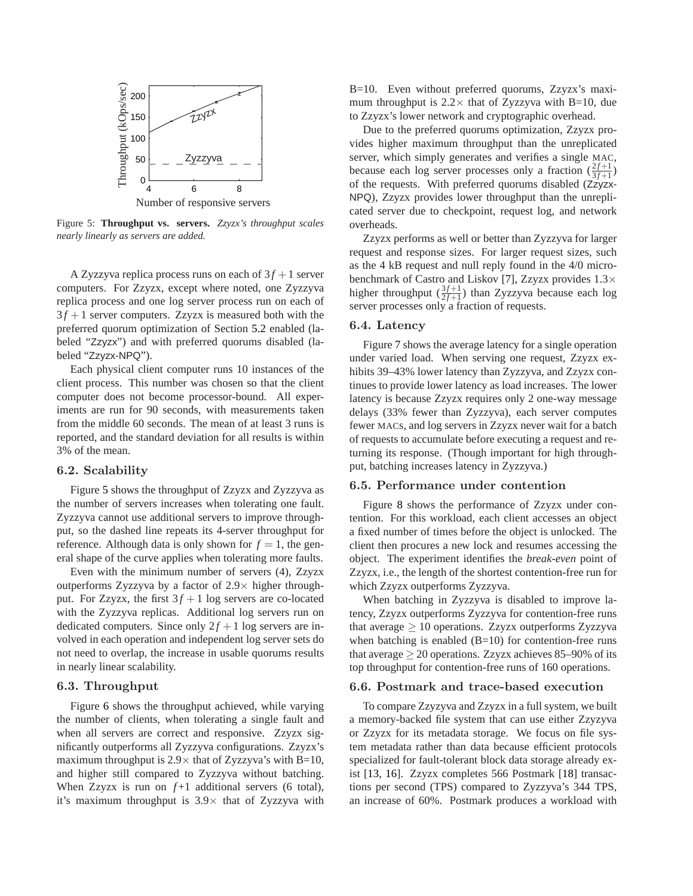Figure 5: **Throughput vs. servers.** *Zzyzx's throughput scales nearly linearly as servers are added.*

A Zyzzyva replica process runs on each of $3f+1$ server computers. For Zzyzx, except where noted, one Zyzzyva replica process and one log server process run on each of $3f+1$ server computers. Zzyzx is measured both with the preferred quorum optimization of Section 5.2 enabled (labeled "Zzyzx") and with preferred quorums disabled (labeled "Zzyzx-NPQ").

Each physical client computer runs 10 instances of the client process. This number was chosen so that the client computer does not become processor-bound. All experiments are run for 90 seconds, with measurements taken from the middle 60 seconds. The mean of at least 3 runs is reported, and the standard deviation for all results is within 3% of the mean.

### 6.2. Scalability

Figure 5 shows the throughput of Zzyzx and Zyzzyva as the number of servers increases when tolerating one fault. Zyzzyva cannot use additional servers to improve throughput, so the dashed line repeats its 4-server throughput for reference. Although data is only shown for $f=1$, the general shape of the curve applies when tolerating more faults.

Even with the minimum number of servers (4), Zzyzx outperforms Zyzzyva by a factor of 2.9× higher throughput. For Zzyzx, the first $3f+1$ log servers are co-located with the Zyzzyva replicas. Additional log servers run on dedicated computers. Since only $2f+1$ log servers are involved in each operation and independent log server sets do not need to overlap, the increase in usable quorums results in nearly linear scalability.

### 6.3. Throughput

Figure 6 shows the throughput achieved, while varying the number of clients, when tolerating a single fault and when all servers are correct and responsive. Zzyzx significantly outperforms all Zyzzyva configurations. Zzyzx's maximum throughput is 2.9× that of Zyzzyva's with B=10, and higher still compared to Zyzzyva without batching. When Zzyzx is run on $f$+1 additional servers (6 total), it's maximum throughput is 3.9× that of Zyzzyva with B=10. Even without preferred quorums, Zzyzx's maximum throughput is 2.2× that of Zyzzyva with B=10, due to Zzyzx's lower network and cryptographic overhead.

Due to the preferred quorums optimization, Zzyzx provides higher maximum throughput than the unreplicated server, which simply generates and verifies a single MAC, because each log server processes only a fraction ($\frac{2f+1}{3f+1}$) of the requests. With preferred quorums disabled (Zzyzx-NPQ), Zzyzx provides lower throughput than the unreplicated server due to checkpoint, request log, and network overheads.

Zzyzx performs as well or better than Zyzzyva for larger request and response sizes. For larger request sizes, such as the 4 kB request and null reply found in the 4/0 micro-benchmark of Castro and Liskov [7], Zzyzx provides 1.3× higher throughput ($\frac{3f+1}{2f+1}$) than Zyzzyva because each log server processes only a fraction of requests.

### 6.4. Latency

Figure 7 shows the average latency for a single operation under varied load. When serving one request, Zzyzx exhibits 39–43% lower latency than Zyzzyva, and Zzyzx continues to provide lower latency as load increases. The lower latency is because Zzyzx requires only 2 one-way message delays (33% fewer than Zyzzyva), each server computes fewer MACs, and log servers in Zzyzx never wait for a batch of requests to accumulate before executing a request and returning its response. (Though important for high throughput, batching increases latency in Zyzzyva.)

### 6.5. Performance under contention

Figure 8 shows the performance of Zzyzx under contention. For this workload, each client accesses an object a fixed number of times before the object is unlocked. The client then procures a new lock and resumes accessing the object. The experiment identifies the *break-even* point of Zzyzx, i.e., the length of the shortest contention-free run for which Zzyzx outperforms Zyzzyva.

When batching in Zyzzyva is disabled to improve latency, Zzyzx outperforms Zyzzyva for contention-free runs that average $\geq 10$ operations. Zzyzx outperforms Zyzzyva when batching is enabled (B=10) for contention-free runs that average $\geq 20$ operations. Zzyzx achieves 85–90% of its top throughput for contention-free runs of 160 operations.

### 6.6. Postmark and trace-based execution

To compare Zyzzyva and Zzyzx in a full system, we built a memory-backed file system that can use either Zyzzyva or Zzyzx for its metadata storage. We focus on file system metadata rather than data because efficient protocols specialized for fault-tolerant block data storage already exist [13, 16]. Zzyzx completes 566 Postmark [18] transactions per second (TPS) compared to Zyzzyva's 344 TPS, an increase of 60%. Postmark produces a workload with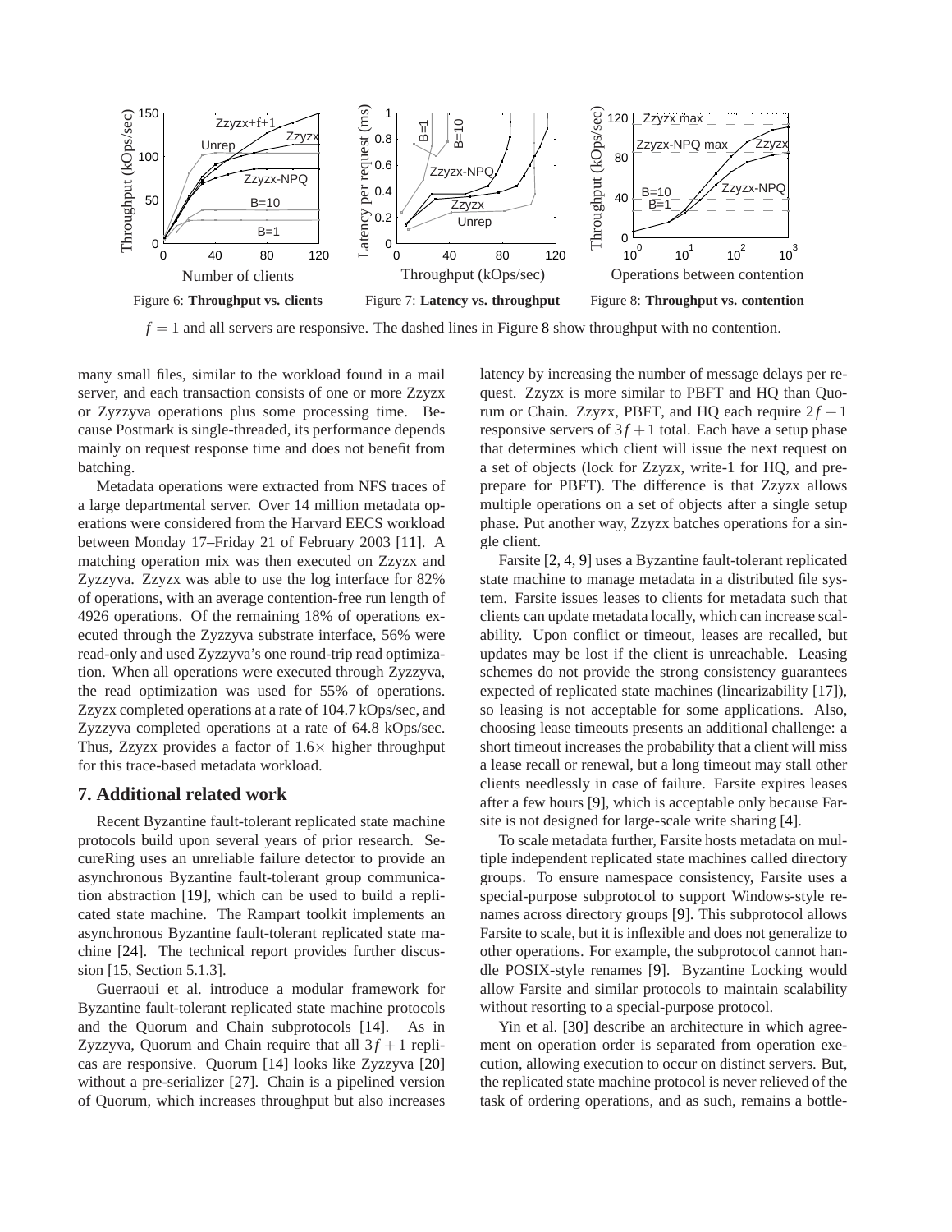Figure 6: **Throughput vs. clients** Figure 7: **Latency vs. throughput** Figure 8: **Throughput vs. contention**

$f = 1$ and all servers are responsive. The dashed lines in Figure 8 show throughput with no contention.

many small files, similar to the workload found in a mail server, and each transaction consists of one or more Zzyzx or Zyzzyva operations plus some processing time. Because Postmark is single-threaded, its performance depends mainly on request response time and does not benefit from batching.

Metadata operations were extracted from NFS traces of a large departmental server. Over 14 million metadata operations were considered from the Harvard EECS workload between Monday 17–Friday 21 of February 2003 [11]. A matching operation mix was then executed on Zzyzx and Zyzzyva. Zzyzx was able to use the log interface for 82% of operations, with an average contention-free run length of 4926 operations. Of the remaining 18% of operations executed through the Zyzzyva substrate interface, 56% were read-only and used Zyzzyva's one round-trip read optimization. When all operations were executed through Zyzzyva, the read optimization was used for 55% of operations. Zzyzx completed operations at a rate of 104.7 kOps/sec, and Zyzzyva completed operations at a rate of 64.8 kOps/sec. Thus, Zzyzx provides a factor of 1.6× higher throughput for this trace-based metadata workload.

## 7. Additional related work

Recent Byzantine fault-tolerant replicated state machine protocols build upon several years of prior research. SecureRing uses an unreliable failure detector to provide an asynchronous Byzantine fault-tolerant group communication abstraction [19], which can be used to build a replicated state machine. The Rampart toolkit implements an asynchronous Byzantine fault-tolerant replicated state machine [24]. The technical report provides further discussion [15, Section 5.1.3].

Guerraoui et al. introduce a modular framework for Byzantine fault-tolerant replicated state machine protocols and the Quorum and Chain subprotocols [14]. As in Zyzzyva, Quorum and Chain require that all $3f+1$ replicas are responsive. Quorum [14] looks like Zyzzyva [20] without a pre-serializer [27]. Chain is a pipelined version of Quorum, which increases throughput but also increases latency by increasing the number of message delays per request. Zzyzx is more similar to PBFT and HQ than Quorum or Chain. Zzyzx, PBFT, and HQ each require $2f+1$ responsive servers of $3f+1$ total. Each have a setup phase that determines which client will issue the next request on a set of objects (lock for Zzyzx, write-1 for HQ, and pre-prepare for PBFT). The difference is that Zzyzx allows multiple operations on a set of objects after a single setup phase. Put another way, Zzyzx batches operations for a single client.

Farsite [2, 4, 9] uses a Byzantine fault-tolerant replicated state machine to manage metadata in a distributed file system. Farsite issues leases to clients for metadata such that clients can update metadata locally, which can increase scalability. Upon conflict or timeout, leases are recalled, but updates may be lost if the client is unreachable. Leasing schemes do not provide the strong consistency guarantees expected of replicated state machines (linearizability [17]), so leasing is not acceptable for some applications. Also, choosing lease timeouts presents an additional challenge: a short timeout increases the probability that a client will miss a lease recall or renewal, but a long timeout may stall other clients needlessly in case of failure. Farsite expires leases after a few hours [9], which is acceptable only because Farsite is not designed for large-scale write sharing [4].

To scale metadata further, Farsite hosts metadata on multiple independent replicated state machines called directory groups. To ensure namespace consistency, Farsite uses a special-purpose subprotocol to support Windows-style renames across directory groups [9]. This subprotocol allows Farsite to scale, but it is inflexible and does not generalize to other operations. For example, the subprotocol cannot handle POSIX-style renames [9]. Byzantine Locking would allow Farsite and similar protocols to maintain scalability without resorting to a special-purpose protocol.

Yin et al. [30] describe an architecture in which agreement on operation order is separated from operation execution, allowing execution to occur on distinct servers. But, the replicated state machine protocol is never relieved of the task of ordering operations, and as such, remains a bottle-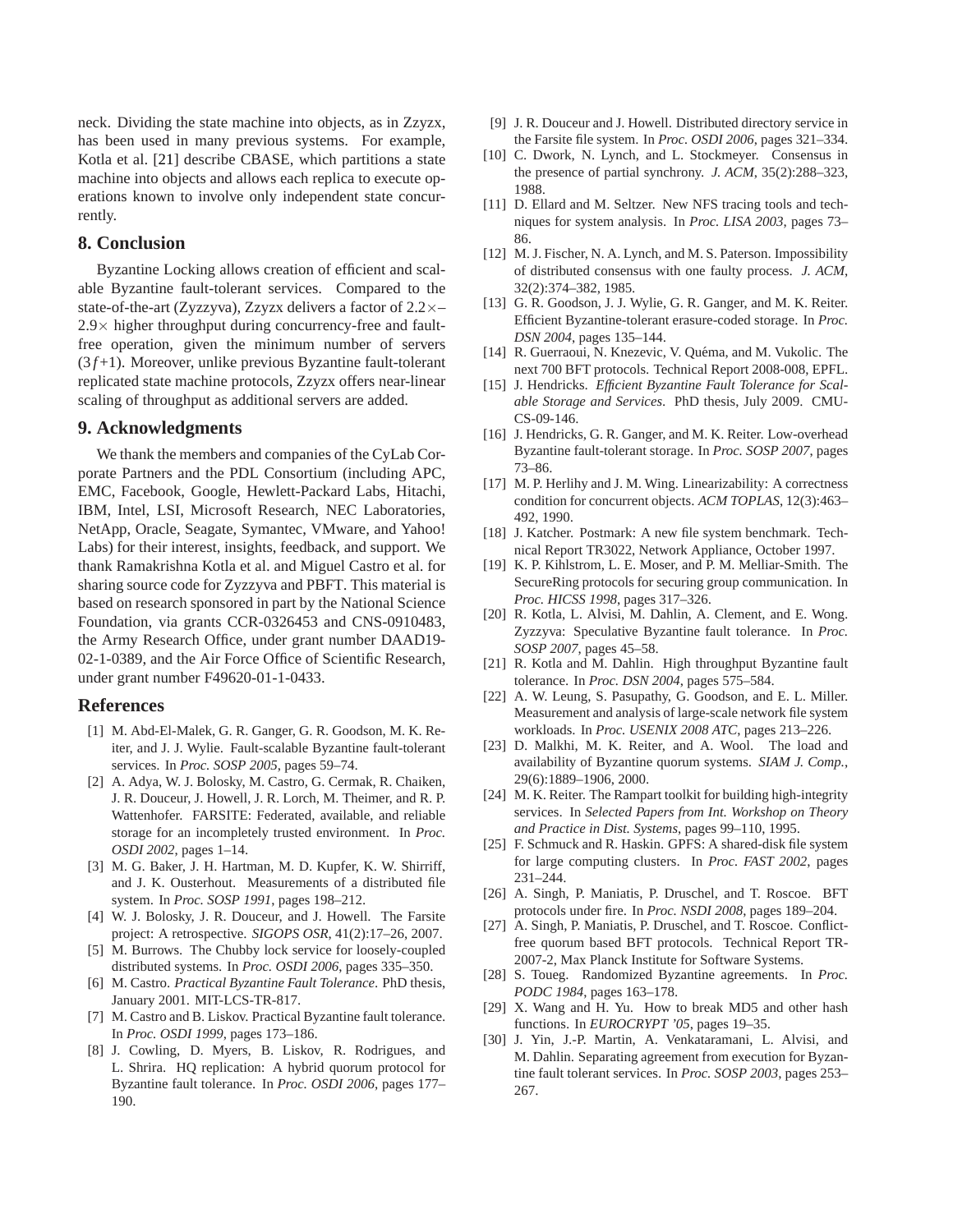neck. Dividing the state machine into objects, as in Zzyzx, has been used in many previous systems. For example, Kotla et al. [21] describe CBASE, which partitions a state machine into objects and allows each replica to execute operations known to involve only independent state concurrently.

## 8. Conclusion

Byzantine Locking allows creation of efficient and scalable Byzantine fault-tolerant services. Compared to the state-of-the-art (Zyzzyva), Zzyzx delivers a factor of $2.2\times$–$2.9\times$ higher throughput during concurrency-free and fault-free operation, given the minimum number of servers ($3f+1$). Moreover, unlike previous Byzantine fault-tolerant replicated state machine protocols, Zzyzx offers near-linear scaling of throughput as additional servers are added.

## 9. Acknowledgments

We thank the members and companies of the CyLab Corporate Partners and the PDL Consortium (including APC, EMC, Facebook, Google, Hewlett-Packard Labs, Hitachi, IBM, Intel, LSI, Microsoft Research, NEC Laboratories, NetApp, Oracle, Seagate, Symantec, VMware, and Yahoo! Labs) for their interest, insights, feedback, and support. We thank Ramakrishna Kotla et al. and Miguel Castro et al. for sharing source code for Zyzzyva and PBFT. This material is based on research sponsored in part by the National Science Foundation, via grants CCR-0326453 and CNS-0910483, the Army Research Office, under grant number DAAD19-02-1-0389, and the Air Force Office of Scientific Research, under grant number F49620-01-1-0433.

## References

[1] M. Abd-El-Malek, G. R. Ganger, G. R. Goodson, M. K. Reiter, and J. J. Wylie. Fault-scalable Byzantine fault-tolerant services. In *Proc. SOSP 2005*, pages 59–74.

[2] A. Adya, W. J. Bolosky, M. Castro, G. Cermak, R. Chaiken, J. R. Douceur, J. Howell, J. R. Lorch, M. Theimer, and R. P. Wattenhofer. FARSITE: Federated, available, and reliable storage for an incompletely trusted environment. In *Proc. OSDI 2002*, pages 1–14.

[3] M. G. Baker, J. H. Hartman, M. D. Kupfer, K. W. Shirriff, and J. K. Ousterhout. Measurements of a distributed file system. In *Proc. SOSP 1991*, pages 198–212.

[4] W. J. Bolosky, J. R. Douceur, and J. Howell. The Farsite project: A retrospective. *SIGOPS OSR*, 41(2):17–26, 2007.

[5] M. Burrows. The Chubby lock service for loosely-coupled distributed systems. In *Proc. OSDI 2006*, pages 335–350.

[6] M. Castro. *Practical Byzantine Fault Tolerance*. PhD thesis, January 2001. MIT-LCS-TR-817.

[7] M. Castro and B. Liskov. Practical Byzantine fault tolerance. In *Proc. OSDI 1999*, pages 173–186.

[8] J. Cowling, D. Myers, B. Liskov, R. Rodrigues, and L. Shrira. HQ replication: A hybrid quorum protocol for Byzantine fault tolerance. In *Proc. OSDI 2006*, pages 177–190.

[9] J. R. Douceur and J. Howell. Distributed directory service in the Farsite file system. In *Proc. OSDI 2006*, pages 321–334.

[10] C. Dwork, N. Lynch, and L. Stockmeyer. Consensus in the presence of partial synchrony. *J. ACM*, 35(2):288–323, 1988.

[11] D. Ellard and M. Seltzer. New NFS tracing tools and techniques for system analysis. In *Proc. LISA 2003*, pages 73–86.

[12] M. J. Fischer, N. A. Lynch, and M. S. Paterson. Impossibility of distributed consensus with one faulty process. *J. ACM*, 32(2):374–382, 1985.

[13] G. R. Goodson, J. J. Wylie, G. R. Ganger, and M. K. Reiter. Efficient Byzantine-tolerant erasure-coded storage. In *Proc. DSN 2004*, pages 135–144.

[14] R. Guerraoui, N. Knezevic, V. Quéma, and M. Vukolic. The next 700 BFT protocols. Technical Report 2008-008, EPFL.

[15] J. Hendricks. *Efficient Byzantine Fault Tolerance for Scalable Storage and Services*. PhD thesis, July 2009. CMU-CS-09-146.

[16] J. Hendricks, G. R. Ganger, and M. K. Reiter. Low-overhead Byzantine fault-tolerant storage. In *Proc. SOSP 2007*, pages 73–86.

[17] M. P. Herlihy and J. M. Wing. Linearizability: A correctness condition for concurrent objects. *ACM TOPLAS*, 12(3):463–492, 1990.

[18] J. Katcher. Postmark: A new file system benchmark. Technical Report TR3022, Network Appliance, October 1997.

[19] K. P. Kihlstrom, L. E. Moser, and P. M. Melliar-Smith. The SecureRing protocols for securing group communication. In *Proc. HICSS 1998*, pages 317–326.

[20] R. Kotla, L. Alvisi, M. Dahlin, A. Clement, and E. Wong. Zyzzyva: Speculative Byzantine fault tolerance. In *Proc. SOSP 2007*, pages 45–58.

[21] R. Kotla and M. Dahlin. High throughput Byzantine fault tolerance. In *Proc. DSN 2004*, pages 575–584.

[22] A. W. Leung, S. Pasupathy, G. Goodson, and E. L. Miller. Measurement and analysis of large-scale network file system workloads. In *Proc. USENIX 2008 ATC*, pages 213–226.

[23] D. Malkhi, M. K. Reiter, and A. Wool. The load and availability of Byzantine quorum systems. *SIAM J. Comp.*, 29(6):1889–1906, 2000.

[24] M. K. Reiter. The Rampart toolkit for building high-integrity services. In *Selected Papers from Int. Workshop on Theory and Practice in Dist. Systems*, pages 99–110, 1995.

[25] F. Schmuck and R. Haskin. GPFS: A shared-disk file system for large computing clusters. In *Proc. FAST 2002*, pages 231–244.

[26] A. Singh, P. Maniatis, P. Druschel, and T. Roscoe. BFT protocols under fire. In *Proc. NSDI 2008*, pages 189–204.

[27] A. Singh, P. Maniatis, P. Druschel, and T. Roscoe. Conflict-free quorum based BFT protocols. Technical Report TR-2007-2, Max Planck Institute for Software Systems.

[28] S. Toueg. Randomized Byzantine agreements. In *Proc. PODC 1984*, pages 163–178.

[29] X. Wang and H. Yu. How to break MD5 and other hash functions. In *EUROCRYPT '05*, pages 19–35.

[30] J. Yin, J.-P. Martin, A. Venkataramani, L. Alvisi, and M. Dahlin. Separating agreement from execution for Byzantine fault tolerant services. In *Proc. SOSP 2003*, pages 253–267.